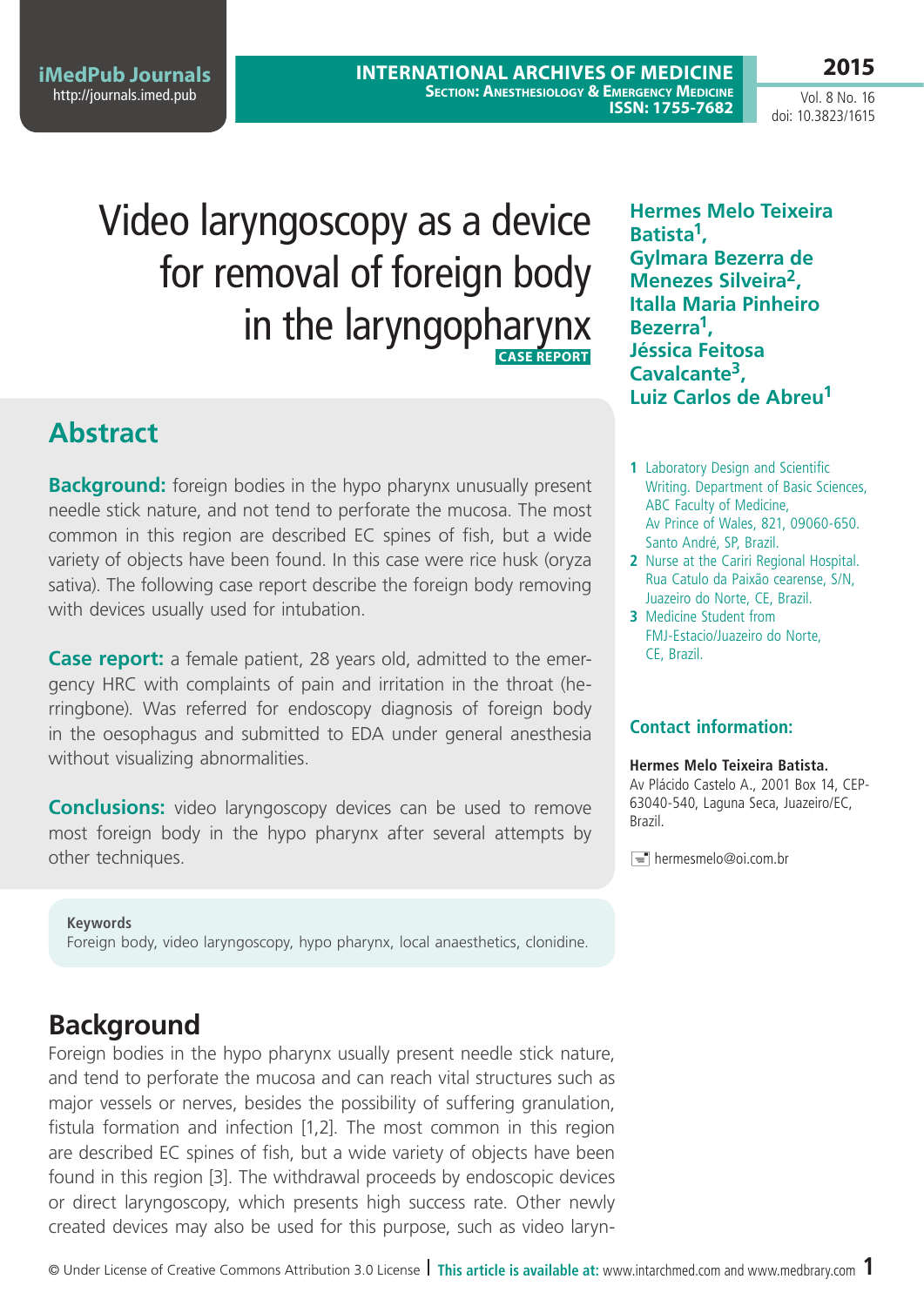# Video laryngoscopy as a device for removal of foreign body in the laryngopharynx

**CASE REPORT**

**Hermes Melo Teixeira Batista[1], Gylmara Bezerra de Menezes Silveira[2], Italla Maria Pinheiro Bezerra[1], Jéssica Feitosa Cavalcante[3], Luiz Carlos de Abreu[1]**

1 Laboratory Design and Scientific Writing. Department of Basic Sciences, ABC Faculty of Medicine, Av Prince of Wales, 821, 09060-650. Santo André, SP, Brazil.

2 Nurse at the Cariri Regional Hospital. Rua Catulo da Paixão cearense, S/N, Juazeiro do Norte, CE, Brazil.

3 Medicine Student from FMJ-Estacio/Juazeiro do Norte, CE, Brazil.

**Contact information:**

**Hermes Melo Teixeira Batista.**
Av Plácido Castelo A., 2001 Box 14, CEP-63040-540, Laguna Seca, Juazeiro/EC, Brazil.

hermesmelo@oi.com.br

## Abstract

**Background:** foreign bodies in the hypo pharynx unusually present needle stick nature, and not tend to perforate the mucosa. The most common in this region are described EC spines of fish, but a wide variety of objects have been found. In this case were rice husk (oryza sativa). The following case report describe the foreign body removing with devices usually used for intubation.

**Case report:** a female patient, 28 years old, admitted to the emergency HRC with complaints of pain and irritation in the throat (herringbone). Was referred for endoscopy diagnosis of foreign body in the oesophagus and submitted to EDA under general anesthesia without visualizing abnormalities.

**Conclusions:** video laryngoscopy devices can be used to remove most foreign body in the hypo pharynx after several attempts by other techniques.

**Keywords**
Foreign body, video laryngoscopy, hypo pharynx, local anaesthetics, clonidine.

## Background

Foreign bodies in the hypo pharynx usually present needle stick nature, and tend to perforate the mucosa and can reach vital structures such as major vessels or nerves, besides the possibility of suffering granulation, fistula formation and infection [1,2]. The most common in this region are described EC spines of fish, but a wide variety of objects have been found in this region [3]. The withdrawal proceeds by endoscopic devices or direct laryngoscopy, which presents high success rate. Other newly created devices may also be used for this purpose, such as video laryn-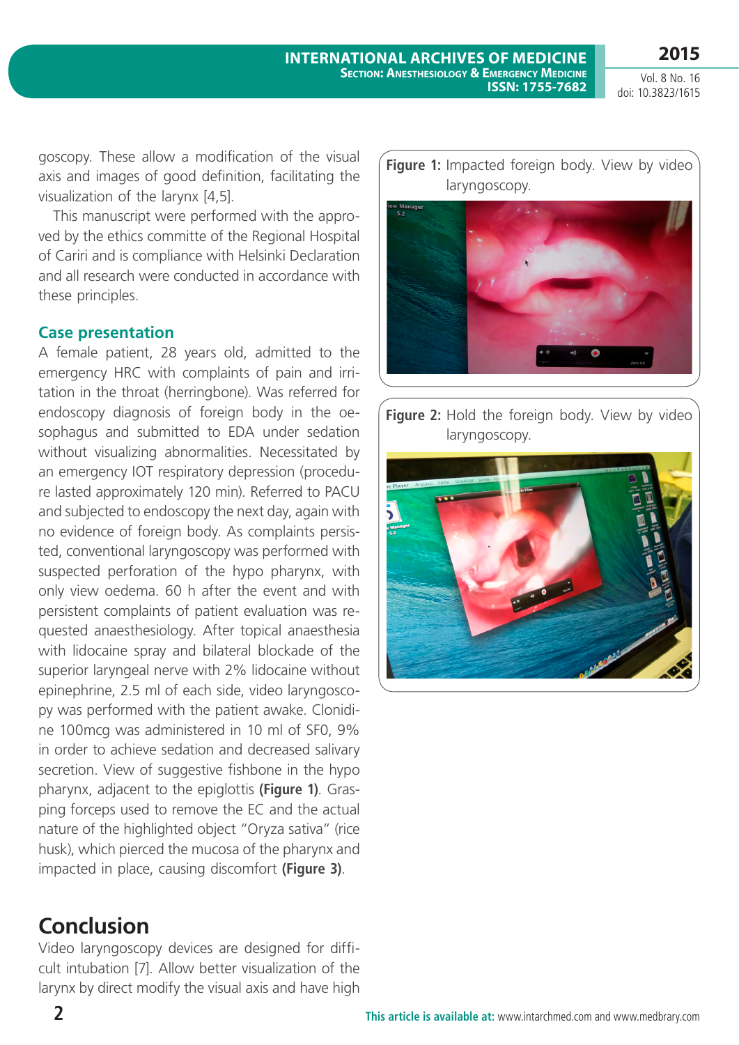goscopy. These allow a modification of the visual axis and images of good definition, facilitating the visualization of the larynx [4,5].

This manuscript were performed with the approved by the ethics committe of the Regional Hospital of Cariri and is compliance with Helsinki Declaration and all research were conducted in accordance with these principles.

### Case presentation

A female patient, 28 years old, admitted to the emergency HRC with complaints of pain and irritation in the throat (herringbone). Was referred for endoscopy diagnosis of foreign body in the oesophagus and submitted to EDA under sedation without visualizing abnormalities. Necessitated by an emergency IOT respiratory depression (procedure lasted approximately 120 min). Referred to PACU and subjected to endoscopy the next day, again with no evidence of foreign body. As complaints persisted, conventional laryngoscopy was performed with suspected perforation of the hypo pharynx, with only view oedema. 60 h after the event and with persistent complaints of patient evaluation was requested anaesthesiology. After topical anaesthesia with lidocaine spray and bilateral blockade of the superior laryngeal nerve with 2% lidocaine without epinephrine, 2.5 ml of each side, video laryngoscopy was performed with the patient awake. Clonidine 100mcg was administered in 10 ml of SF0, 9% in order to achieve sedation and decreased salivary secretion. View of suggestive fishbone in the hypo pharynx, adjacent to the epiglottis **(Figure 1)**. Grasping forceps used to remove the EC and the actual nature of the highlighted object "Oryza sativa" (rice husk), which pierced the mucosa of the pharynx and impacted in place, causing discomfort **(Figure 3)**.

**Figure 1:** Impacted foreign body. View by video laryngoscopy.

**Figure 2:** Hold the foreign body. View by video laryngoscopy.

## Conclusion

Video laryngoscopy devices are designed for difficult intubation [7]. Allow better visualization of the larynx by direct modify the visual axis and have high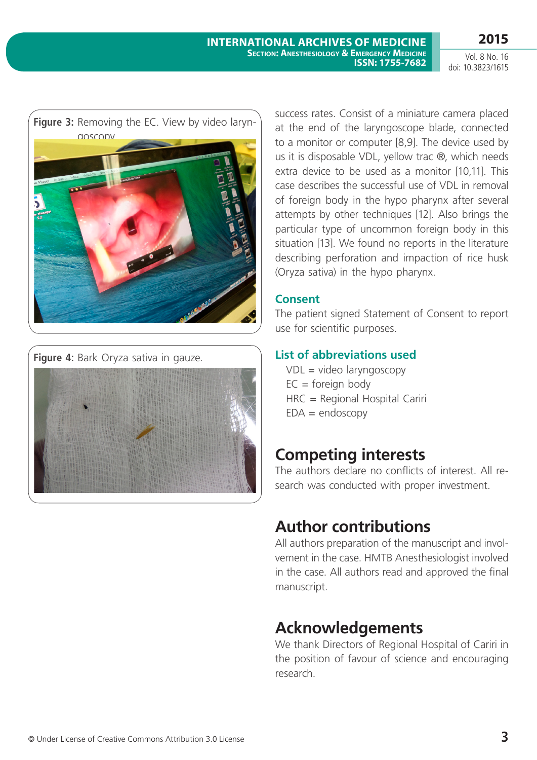Figure 3: Removing the EC. View by video laryngoscopy

Figure 4: Bark Oryza sativa in gauze.

success rates. Consist of a miniature camera placed at the end of the laryngoscope blade, connected to a monitor or computer [8,9]. The device used by us it is disposable VDL, yellow trac ®, which needs extra device to be used as a monitor [10,11]. This case describes the successful use of VDL in removal of foreign body in the hypo pharynx after several attempts by other techniques [12]. Also brings the particular type of uncommon foreign body in this situation [13]. We found no reports in the literature describing perforation and impaction of rice husk (Oryza sativa) in the hypo pharynx.

### Consent

The patient signed Statement of Consent to report use for scientific purposes.

### List of abbreviations used

VDL = video laryngoscopy
EC = foreign body
HRC = Regional Hospital Cariri
EDA = endoscopy

## Competing interests

The authors declare no conflicts of interest. All research was conducted with proper investment.

## Author contributions

All authors preparation of the manuscript and involvement in the case. HMTB Anesthesiologist involved in the case. All authors read and approved the final manuscript.

## Acknowledgements

We thank Directors of Regional Hospital of Cariri in the position of favour of science and encouraging research.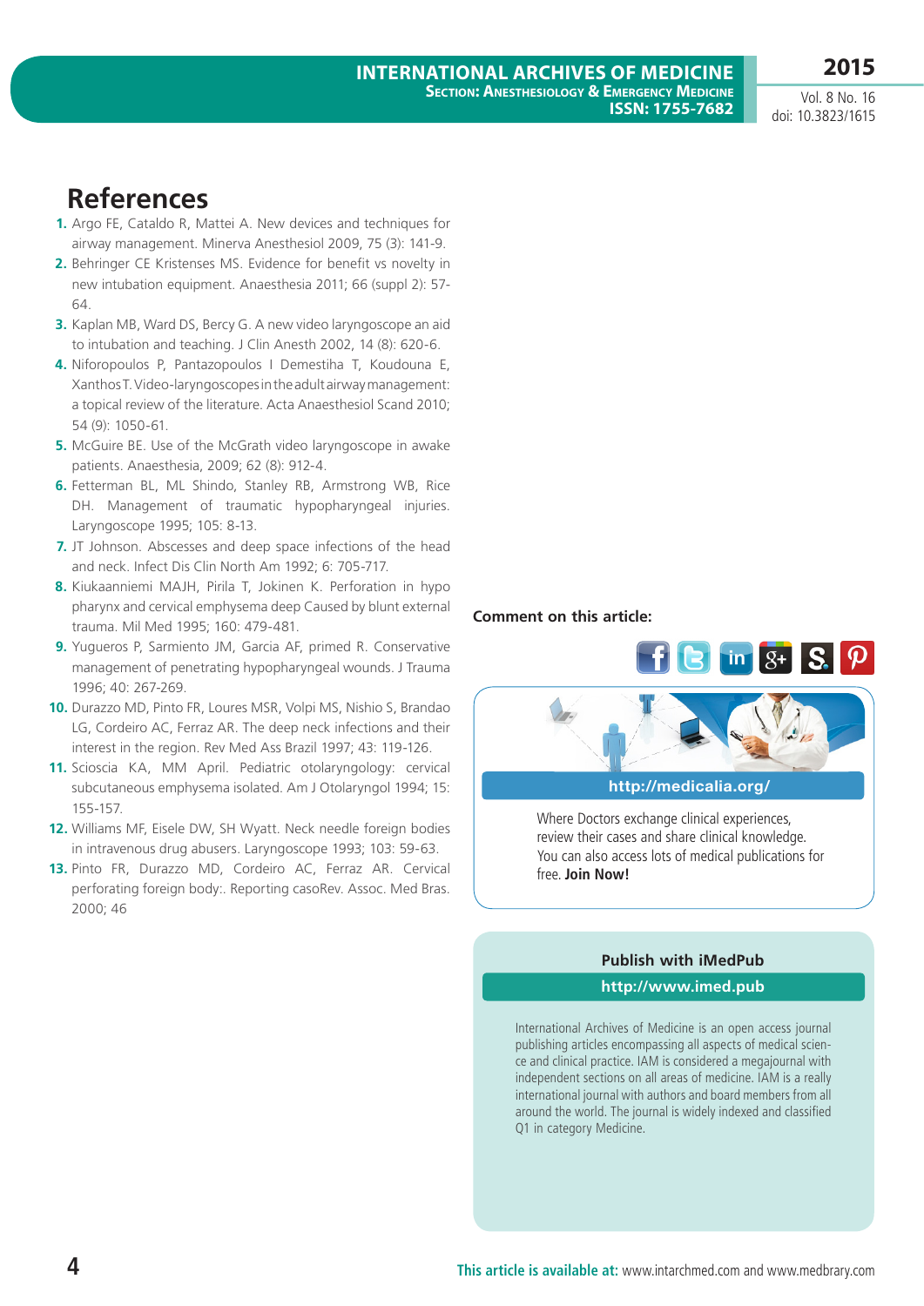## References

1. Argo FE, Cataldo R, Mattei A. New devices and techniques for airway management. Minerva Anesthesiol 2009, 75 (3): 141-9.
2. Behringer CE Kristenses MS. Evidence for benefit vs novelty in new intubation equipment. Anaesthesia 2011; 66 (suppl 2): 57-64.
3. Kaplan MB, Ward DS, Bercy G. A new video laryngoscope an aid to intubation and teaching. J Clin Anesth 2002, 14 (8): 620-6.
4. Niforopoulos P, Pantazopoulos I Demestiha T, Koudouna E, Xanthos T. Video-laryngoscopes in the adult airway management: a topical review of the literature. Acta Anaesthesiol Scand 2010; 54 (9): 1050-61.
5. McGuire BE. Use of the McGrath video laryngoscope in awake patients. Anaesthesia, 2009; 62 (8): 912-4.
6. Fetterman BL, ML Shindo, Stanley RB, Armstrong WB, Rice DH. Management of traumatic hypopharyngeal injuries. Laryngoscope 1995; 105: 8-13.
7. JT Johnson. Abscesses and deep space infections of the head and neck. Infect Dis Clin North Am 1992; 6: 705-717.
8. Kiukaanniemi MAJH, Pirila T, Jokinen K. Perforation in hypo pharynx and cervical emphysema deep Caused by blunt external trauma. Mil Med 1995; 160: 479-481.
9. Yugueros P, Sarmiento JM, Garcia AF, primed R. Conservative management of penetrating hypopharyngeal wounds. J Trauma 1996; 40: 267-269.
10. Durazzo MD, Pinto FR, Loures MSR, Volpi MS, Nishio S, Brandao LG, Cordeiro AC, Ferraz AR. The deep neck infections and their interest in the region. Rev Med Ass Brazil 1997; 43: 119-126.
11. Scioscia KA, MM April. Pediatric otolaryngology: cervical subcutaneous emphysema isolated. Am J Otolaryngol 1994; 15: 155-157.
12. Williams MF, Eisele DW, SH Wyatt. Neck needle foreign bodies in intravenous drug abusers. Laryngoscope 1993; 103: 59-63.
13. Pinto FR, Durazzo MD, Cordeiro AC, Ferraz AR. Cervical perforating foreign body:. Reporting casoRev. Assoc. Med Bras. 2000; 46

**Comment on this article:**

**http://medicalia.org/**

Where Doctors exchange clinical experiences, review their cases and share clinical knowledge. You can also access lots of medical publications for free. **Join Now!**

**Publish with iMedPub**

**http://www.imed.pub**

International Archives of Medicine is an open access journal publishing articles encompassing all aspects of medical science and clinical practice. IAM is considered a megajournal with independent sections on all areas of medicine. IAM is a really international journal with authors and board members from all around the world. The journal is widely indexed and classified Q1 in category Medicine.